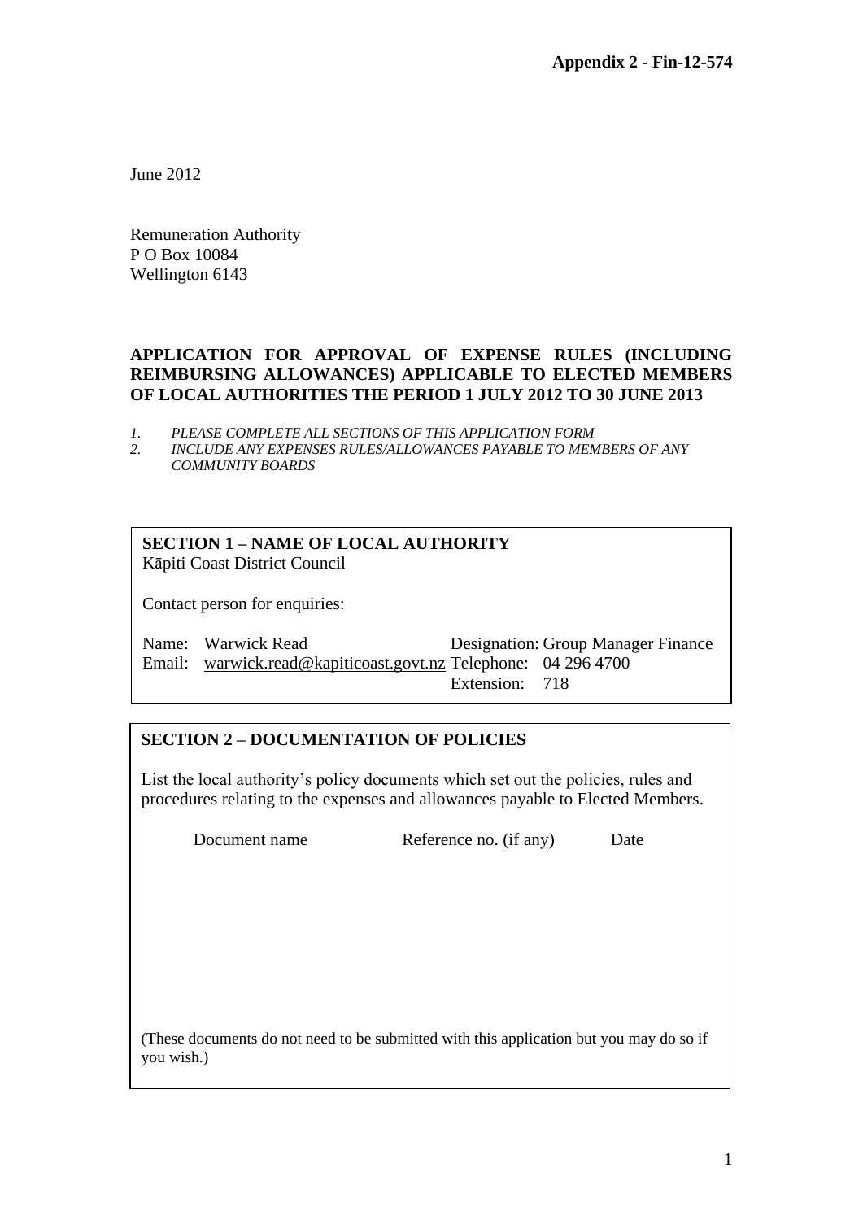**Appendix 2 - Fin-12-574**

June 2012

Remuneration Authority
P O Box 10084
Wellington 6143

**APPLICATION FOR APPROVAL OF EXPENSE RULES (INCLUDING REIMBURSING ALLOWANCES) APPLICABLE TO ELECTED MEMBERS OF LOCAL AUTHORITIES THE PERIOD 1 JULY 2012 TO 30 JUNE 2013**

1. *PLEASE COMPLETE ALL SECTIONS OF THIS APPLICATION FORM*
2. *INCLUDE ANY EXPENSES RULES/ALLOWANCES PAYABLE TO MEMBERS OF ANY COMMUNITY BOARDS*

**SECTION 1 – NAME OF LOCAL AUTHORITY**
Kāpiti Coast District Council

Contact person for enquiries:

Name: Warwick Read    Designation: Group Manager Finance
Email: warwick.read@kapiticoast.govt.nz    Telephone: 04 296 4700
Extension: 718

**SECTION 2 – DOCUMENTATION OF POLICIES**

List the local authority's policy documents which set out the policies, rules and procedures relating to the expenses and allowances payable to Elected Members.

| Document name | Reference no. (if any) | Date |
| --- | --- | --- |
| | | |

(These documents do not need to be submitted with this application but you may do so if you wish.)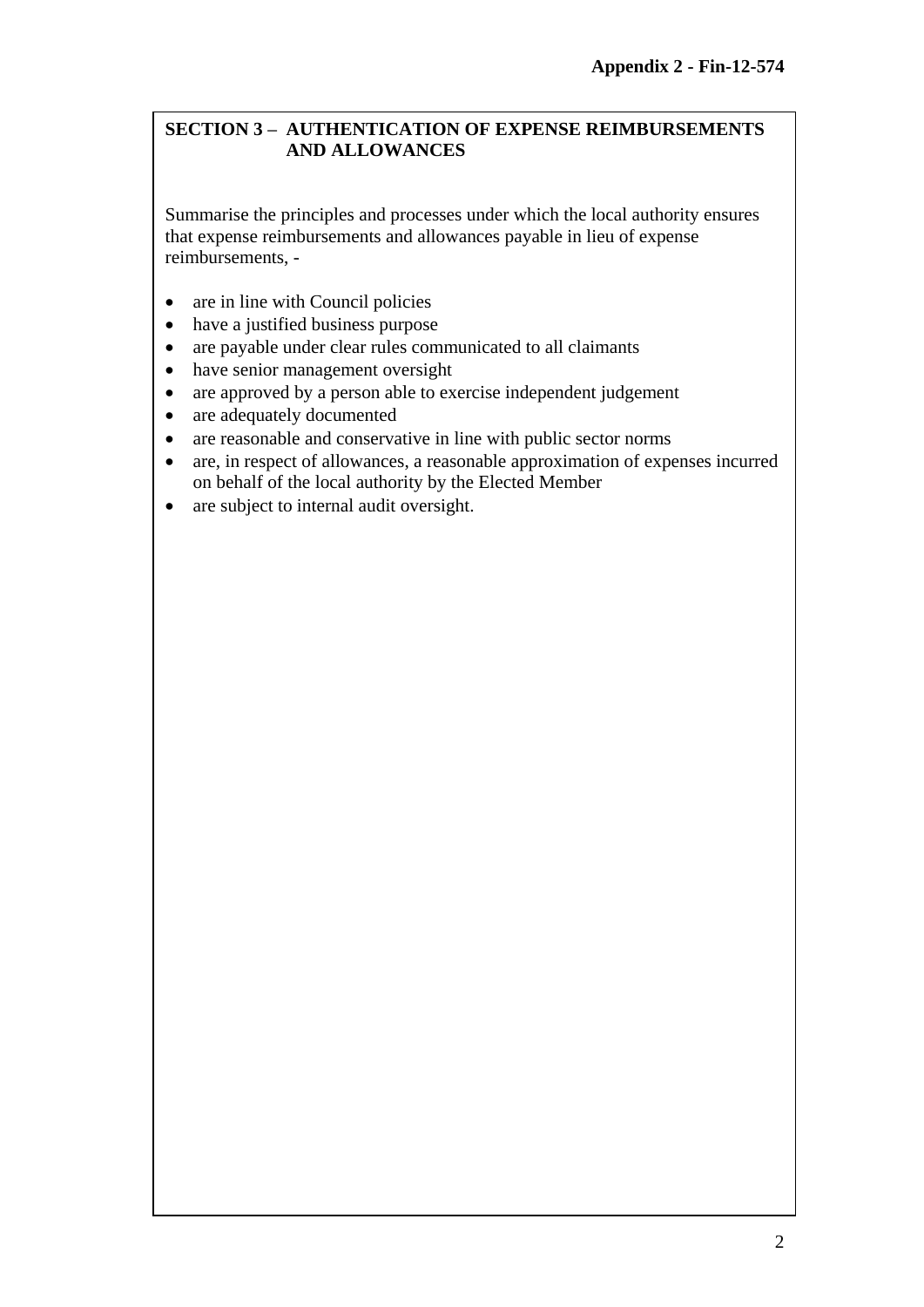**Appendix 2 - Fin-12-574**

## SECTION 3 – AUTHENTICATION OF EXPENSE REIMBURSEMENTS AND ALLOWANCES

Summarise the principles and processes under which the local authority ensures that expense reimbursements and allowances payable in lieu of expense reimbursements, -

- are in line with Council policies
- have a justified business purpose
- are payable under clear rules communicated to all claimants
- have senior management oversight
- are approved by a person able to exercise independent judgement
- are adequately documented
- are reasonable and conservative in line with public sector norms
- are, in respect of allowances, a reasonable approximation of expenses incurred on behalf of the local authority by the Elected Member
- are subject to internal audit oversight.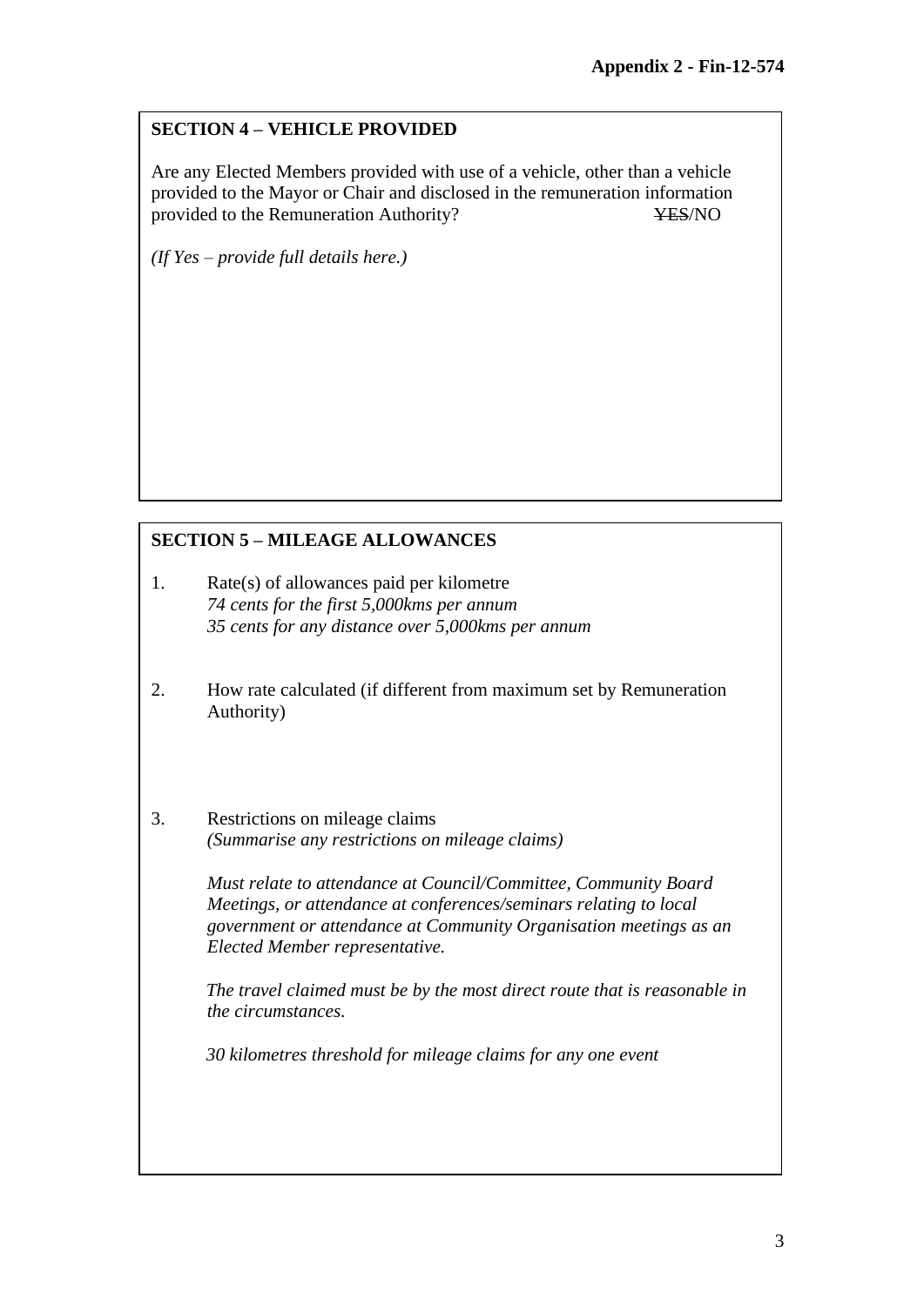**Appendix 2 - Fin-12-574**

## SECTION 4 – VEHICLE PROVIDED

Are any Elected Members provided with use of a vehicle, other than a vehicle provided to the Mayor or Chair and disclosed in the remuneration information provided to the Remuneration Authority? ~~YES~~/NO

*(If Yes – provide full details here.)*

## SECTION 5 – MILEAGE ALLOWANCES

1. Rate(s) of allowances paid per kilometre
   *74 cents for the first 5,000kms per annum*
   *35 cents for any distance over 5,000kms per annum*

2. How rate calculated (if different from maximum set by Remuneration Authority)

3. Restrictions on mileage claims
   *(Summarise any restrictions on mileage claims)*

   *Must relate to attendance at Council/Committee, Community Board Meetings, or attendance at conferences/seminars relating to local government or attendance at Community Organisation meetings as an Elected Member representative.*

   *The travel claimed must be by the most direct route that is reasonable in the circumstances.*

   *30 kilometres threshold for mileage claims for any one event*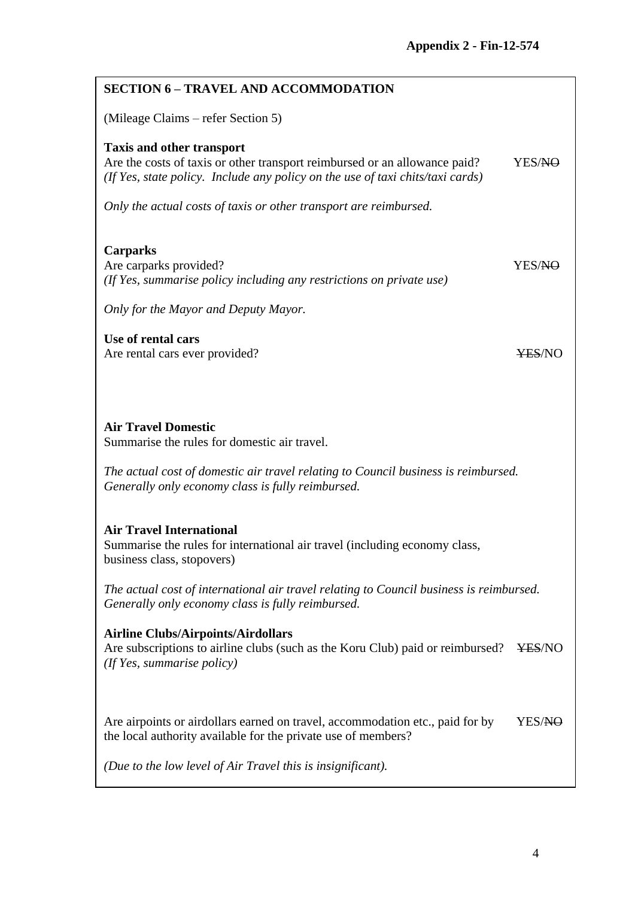**Appendix 2 - Fin-12-574**

## SECTION 6 – TRAVEL AND ACCOMMODATION

(Mileage Claims – refer Section 5)

**Taxis and other transport**

Are the costs of taxis or other transport reimbursed or an allowance paid? YES/~~NO~~

*(If Yes, state policy. Include any policy on the use of taxi chits/taxi cards)*

*Only the actual costs of taxis or other transport are reimbursed.*

**Carparks**

Are carparks provided? YES/~~NO~~

*(If Yes, summarise policy including any restrictions on private use)*

*Only for the Mayor and Deputy Mayor.*

**Use of rental cars**

Are rental cars ever provided? ~~YES~~/NO

**Air Travel Domestic**

Summarise the rules for domestic air travel.

*The actual cost of domestic air travel relating to Council business is reimbursed. Generally only economy class is fully reimbursed.*

**Air Travel International**

Summarise the rules for international air travel (including economy class, business class, stopovers)

*The actual cost of international air travel relating to Council business is reimbursed. Generally only economy class is fully reimbursed.*

**Airline Clubs/Airpoints/Airdollars**

Are subscriptions to airline clubs (such as the Koru Club) paid or reimbursed? ~~YES~~/NO

*(If Yes, summarise policy)*

Are airpoints or airdollars earned on travel, accommodation etc., paid for by the local authority available for the private use of members? YES/~~NO~~

*(Due to the low level of Air Travel this is insignificant).*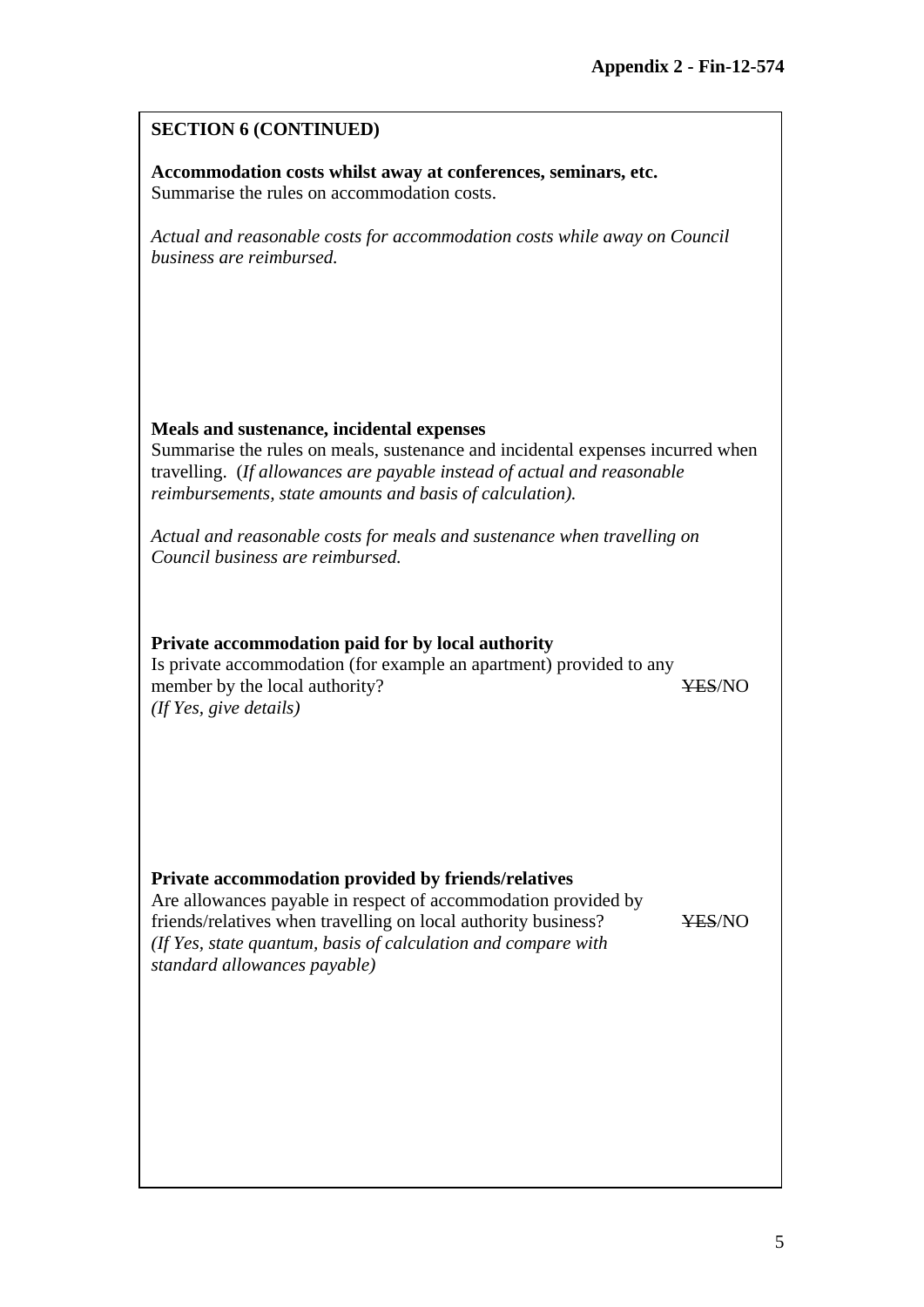Appendix 2 - Fin-12-574

**SECTION 6 (CONTINUED)**

**Accommodation costs whilst away at conferences, seminars, etc.**
Summarise the rules on accommodation costs.

*Actual and reasonable costs for accommodation costs while away on Council business are reimbursed.*

**Meals and sustenance, incidental expenses**
Summarise the rules on meals, sustenance and incidental expenses incurred when travelling. (*If allowances are payable instead of actual and reasonable reimbursements, state amounts and basis of calculation).*

*Actual and reasonable costs for meals and sustenance when travelling on Council business are reimbursed.*

**Private accommodation paid for by local authority**
Is private accommodation (for example an apartment) provided to any member by the local authority? ~~YES~~/NO
*(If Yes, give details)*

**Private accommodation provided by friends/relatives**
Are allowances payable in respect of accommodation provided by friends/relatives when travelling on local authority business? ~~YES~~/NO
*(If Yes, state quantum, basis of calculation and compare with standard allowances payable)*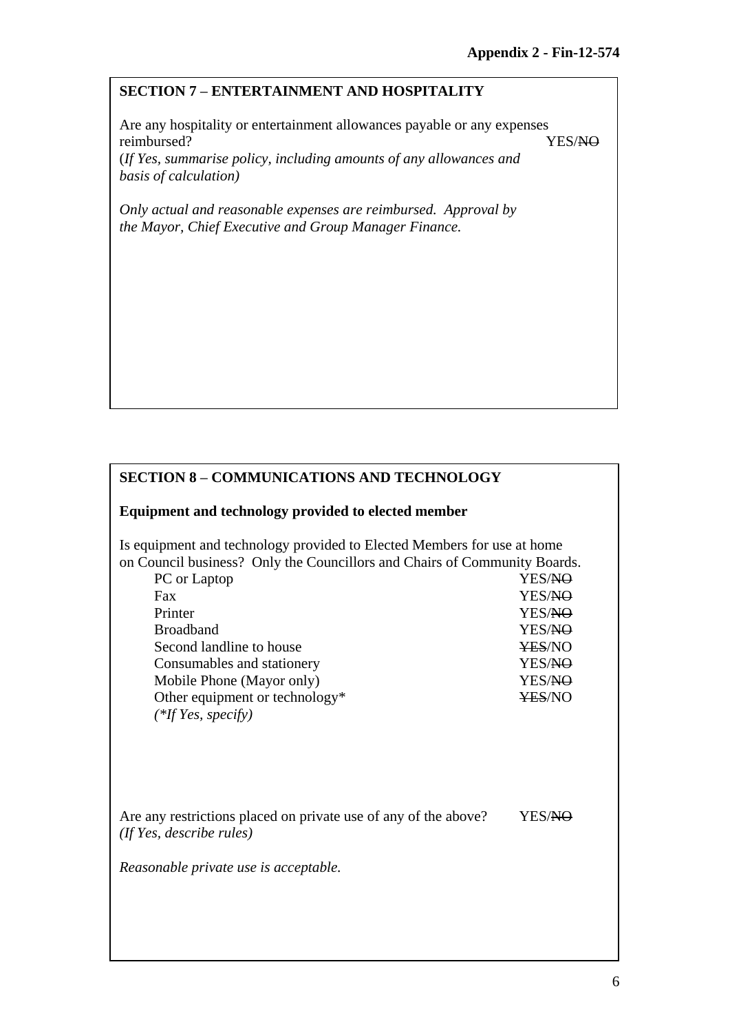**Appendix 2 - Fin-12-574**

## SECTION 7 – ENTERTAINMENT AND HOSPITALITY

Are any hospitality or entertainment allowances payable or any expenses reimbursed? YES/~~NO~~

(*If Yes, summarise policy, including amounts of any allowances and basis of calculation)*

*Only actual and reasonable expenses are reimbursed. Approval by the Mayor, Chief Executive and Group Manager Finance.*

## SECTION 8 – COMMUNICATIONS AND TECHNOLOGY

### Equipment and technology provided to elected member

Is equipment and technology provided to Elected Members for use at home on Council business? Only the Councillors and Chairs of Community Boards.

| Item | |
|---|---|
| PC or Laptop | YES/~~NO~~ |
| Fax | YES/~~NO~~ |
| Printer | YES/~~NO~~ |
| Broadband | YES/~~NO~~ |
| Second landline to house | ~~YES~~/NO |
| Consumables and stationery | YES/~~NO~~ |
| Mobile Phone (Mayor only) | YES/~~NO~~ |
| Other equipment or technology* | ~~YES~~/NO |

*(\*If Yes, specify)*

Are any restrictions placed on private use of any of the above? YES/~~NO~~

*(If Yes, describe rules)*

*Reasonable private use is acceptable.*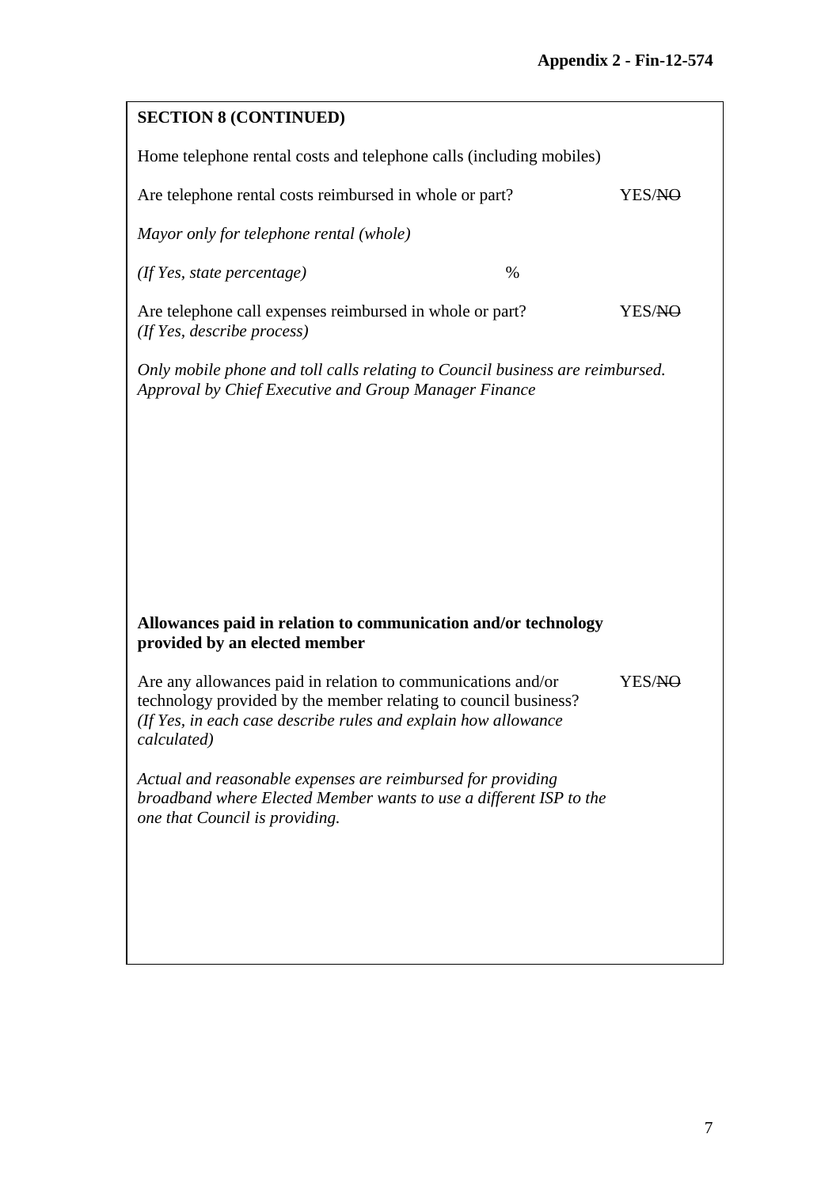**SECTION 8 (CONTINUED)**

Home telephone rental costs and telephone calls (including mobiles)

Are telephone rental costs reimbursed in whole or part? YES/~~NO~~

*Mayor only for telephone rental (whole)*

*(If Yes, state percentage)* %

Are telephone call expenses reimbursed in whole or part? YES/~~NO~~
*(If Yes, describe process)*

*Only mobile phone and toll calls relating to Council business are reimbursed. Approval by Chief Executive and Group Manager Finance*

**Allowances paid in relation to communication and/or technology provided by an elected member**

Are any allowances paid in relation to communications and/or technology provided by the member relating to council business? YES/~~NO~~
*(If Yes, in each case describe rules and explain how allowance calculated)*

*Actual and reasonable expenses are reimbursed for providing broadband where Elected Member wants to use a different ISP to the one that Council is providing.*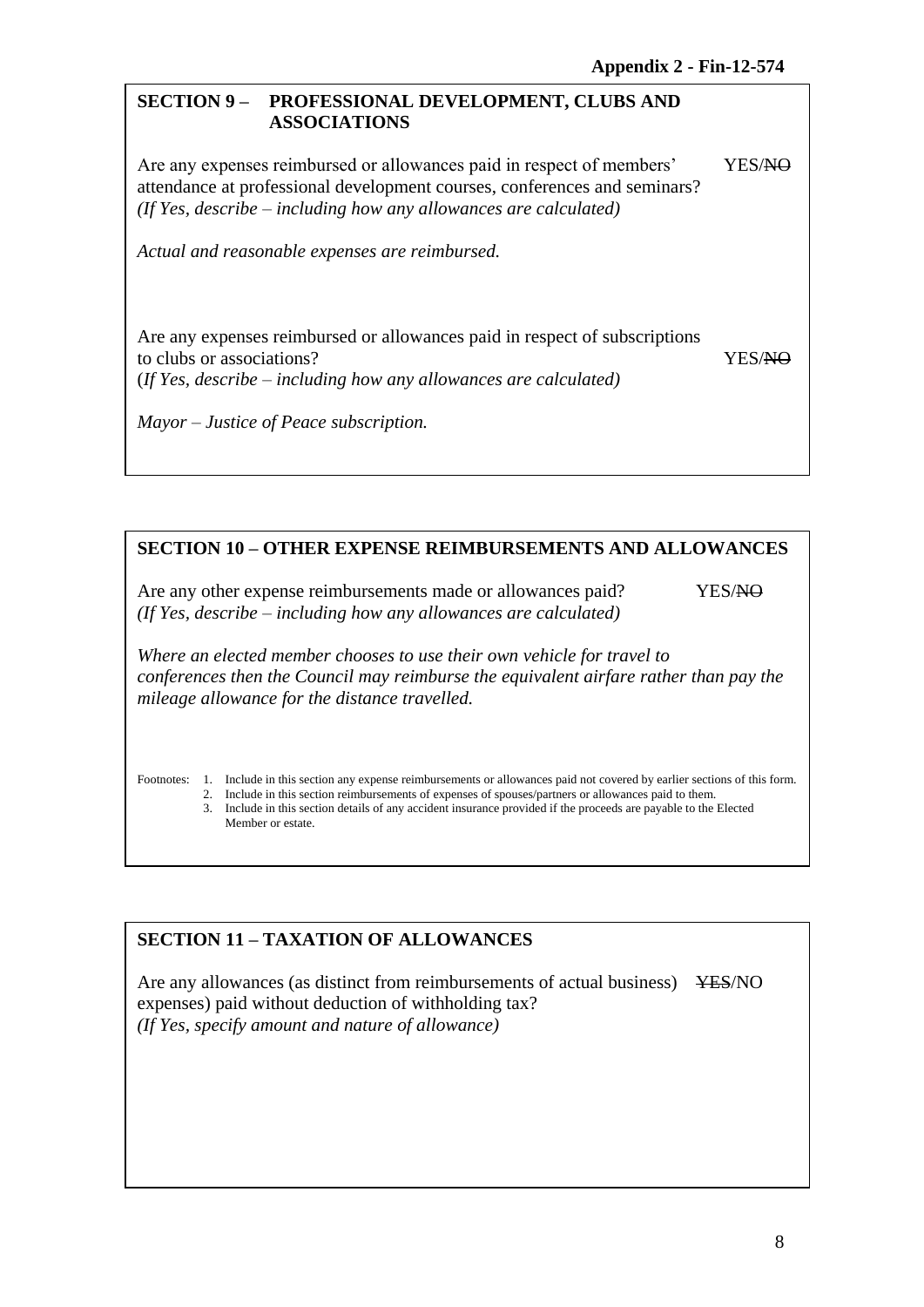**Appendix 2 - Fin-12-574**

## SECTION 9 – PROFESSIONAL DEVELOPMENT, CLUBS AND ASSOCIATIONS

Are any expenses reimbursed or allowances paid in respect of members' attendance at professional development courses, conferences and seminars? YES/~~NO~~
*(If Yes, describe – including how any allowances are calculated)*

*Actual and reasonable expenses are reimbursed.*

Are any expenses reimbursed or allowances paid in respect of subscriptions to clubs or associations? YES/~~NO~~
*(If Yes, describe – including how any allowances are calculated)*

*Mayor – Justice of Peace subscription.*

## SECTION 10 – OTHER EXPENSE REIMBURSEMENTS AND ALLOWANCES

Are any other expense reimbursements made or allowances paid? YES/~~NO~~
*(If Yes, describe – including how any allowances are calculated)*

*Where an elected member chooses to use their own vehicle for travel to conferences then the Council may reimburse the equivalent airfare rather than pay the mileage allowance for the distance travelled.*

Footnotes:
1. Include in this section any expense reimbursements or allowances paid not covered by earlier sections of this form.
2. Include in this section reimbursements of expenses of spouses/partners or allowances paid to them.
3. Include in this section details of any accident insurance provided if the proceeds are payable to the Elected Member or estate.

## SECTION 11 – TAXATION OF ALLOWANCES

Are any allowances (as distinct from reimbursements of actual business expenses) paid without deduction of withholding tax? ~~YES~~/NO
*(If Yes, specify amount and nature of allowance)*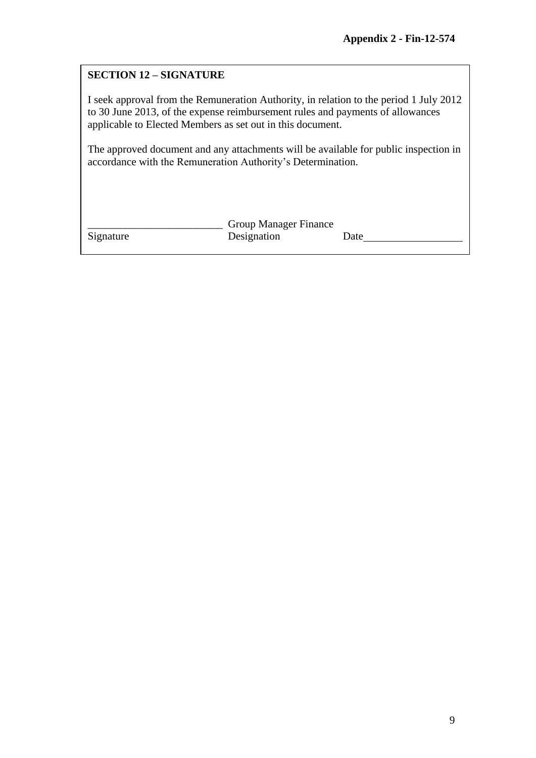**Appendix 2 - Fin-12-574**

**SECTION 12 – SIGNATURE**

I seek approval from the Remuneration Authority, in relation to the period 1 July 2012 to 30 June 2013, of the expense reimbursement rules and payments of allowances applicable to Elected Members as set out in this document.

The approved document and any attachments will be available for public inspection in accordance with the Remuneration Authority's Determination.

| | | |
|---|---|---|
| ________________________ | Group Manager Finance | |
| Signature | Designation | Date__________________ |